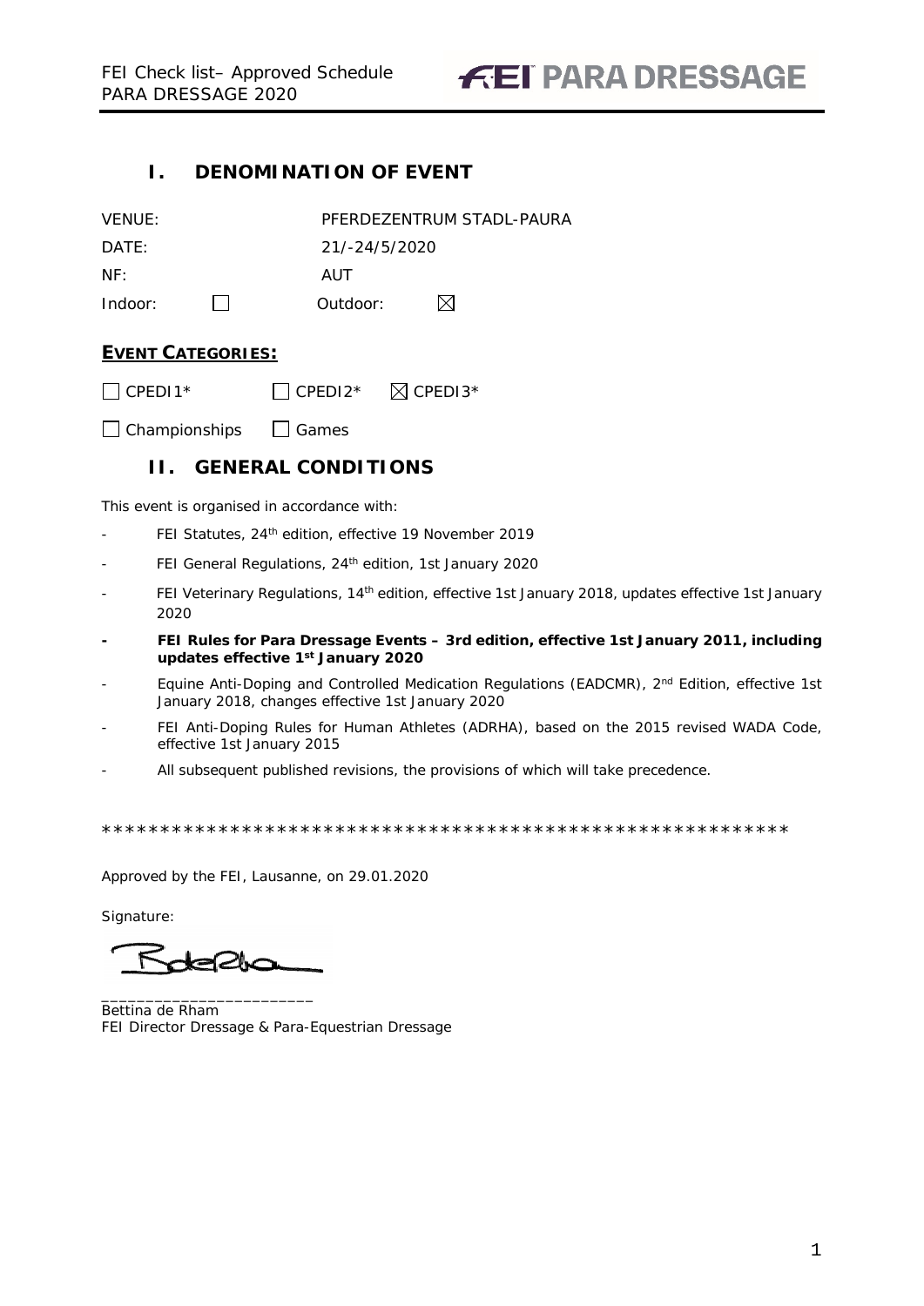# I. DENOMINATION OF EVENT

| | | | |
|---|---|---|---|
| VENUE: | | PFERDEZENTRUM STADL-PAURA | |
| DATE: | | 21/-24/5/2020 | |
| NF: | | AUT | |
| Indoor: | ☐ | Outdoor: | ☒ |

## EVENT CATEGORIES:

☐ CPEDI1* ☐ CPEDI2* ☒ CPEDI3*

☐ Championships ☐ Games

# II. GENERAL CONDITIONS

This event is organised in accordance with:

- FEI Statutes, 24th edition, effective 19 November 2019
- FEI General Regulations, 24th edition, 1st January 2020
- FEI Veterinary Regulations, 14th edition, effective 1st January 2018, updates effective 1st January 2020
- **FEI Rules for Para Dressage Events – 3rd edition, effective 1st January 2011, including updates effective 1st January 2020**
- Equine Anti-Doping and Controlled Medication Regulations (EADCMR), 2nd Edition, effective 1st January 2018, changes effective 1st January 2020
- FEI Anti-Doping Rules for Human Athletes (ADRHA), based on the 2015 revised WADA Code, effective 1st January 2015
- All subsequent published revisions, the provisions of which will take precedence.

***********************************************************

Approved by the FEI, Lausanne, on 29.01.2020

Signature:

_______________________

Bettina de Rham

FEI Director Dressage & Para-Equestrian Dressage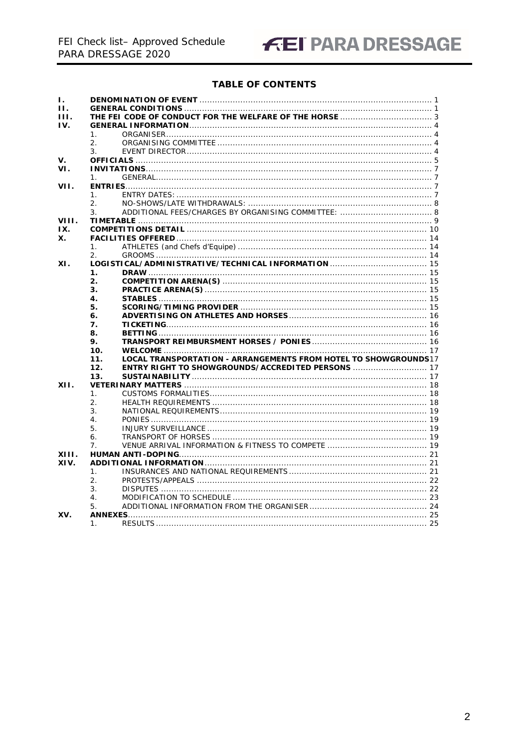## TABLE OF CONTENTS

| | | | |
|---|---|---|---|
| **I.** | **DENOMINATION OF EVENT** | | 1 |
| **II.** | **GENERAL CONDITIONS** | | 1 |
| **III.** | **THE FEI CODE OF CONDUCT FOR THE WELFARE OF THE HORSE** | | 3 |
| **IV.** | **GENERAL INFORMATION** | | 4 |
| | 1. | ORGANISER | 4 |
| | 2. | ORGANISING COMMITTEE | 4 |
| | 3. | EVENT DIRECTOR | 4 |
| **V.** | **OFFICIALS** | | 5 |
| **VI.** | **INVITATIONS** | | 7 |
| | 1. | GENERAL | 7 |
| **VII.** | **ENTRIES** | | 7 |
| | 1. | ENTRY DATES: | 7 |
| | 2. | NO-SHOWS/LATE WITHDRAWALS: | 8 |
| | 3. | ADDITIONAL FEES/CHARGES BY ORGANISING COMMITTEE: | 8 |
| **VIII.** | **TIMETABLE** | | 9 |
| **IX.** | **COMPETITIONS DETAIL** | | 10 |
| **X.** | **FACILITIES OFFERED** | | 14 |
| | 1. | ATHLETES (and Chefs d'Equipe) | 14 |
| | 2. | GROOMS | 14 |
| **XI.** | **LOGISTICAL/ADMINISTRATIVE/TECHNICAL INFORMATION** | | 15 |
| | **1.** | **DRAW** | 15 |
| | **2.** | **COMPETITION ARENA(S)** | 15 |
| | **3.** | **PRACTICE ARENA(S)** | 15 |
| | **4.** | **STABLES** | 15 |
| | **5.** | **SCORING/TIMING PROVIDER** | 15 |
| | **6.** | **ADVERTISING ON ATHLETES AND HORSES** | 16 |
| | **7.** | **TICKETING** | 16 |
| | **8.** | **BETTING** | 16 |
| | **9.** | **TRANSPORT REIMBURSMENT HORSES / PONIES** | 16 |
| | **10.** | **WELCOME** | 17 |
| | **11.** | **LOCAL TRANSPORTATION - ARRANGEMENTS FROM HOTEL TO SHOWGROUNDS** | 17 |
| | **12.** | **ENTRY RIGHT TO SHOWGROUNDS/ACCREDITED PERSONS** | 17 |
| | **13.** | **SUSTAINABILITY** | 17 |
| **XII.** | **VETERINARY MATTERS** | | 18 |
| | 1. | CUSTOMS FORMALITIES | 18 |
| | 2. | HEALTH REQUIREMENTS | 18 |
| | 3. | NATIONAL REQUIREMENTS | 19 |
| | 4. | PONIES | 19 |
| | 5. | INJURY SURVEILLANCE | 19 |
| | 6. | TRANSPORT OF HORSES | 19 |
| | 7. | VENUE ARRIVAL INFORMATION & FITNESS TO COMPETE | 19 |
| **XIII.** | **HUMAN ANTI-DOPING** | | 21 |
| **XIV.** | **ADDITIONAL INFORMATION** | | 21 |
| | 1. | INSURANCES AND NATIONAL REQUIREMENTS | 21 |
| | 2. | PROTESTS/APPEALS | 22 |
| | 3. | DISPUTES | 22 |
| | 4. | MODIFICATION TO SCHEDULE | 23 |
| | 5. | ADDITIONAL INFORMATION FROM THE ORGANISER | 24 |
| **XV.** | **ANNEXES** | | 25 |
| | 1. | RESULTS | 25 |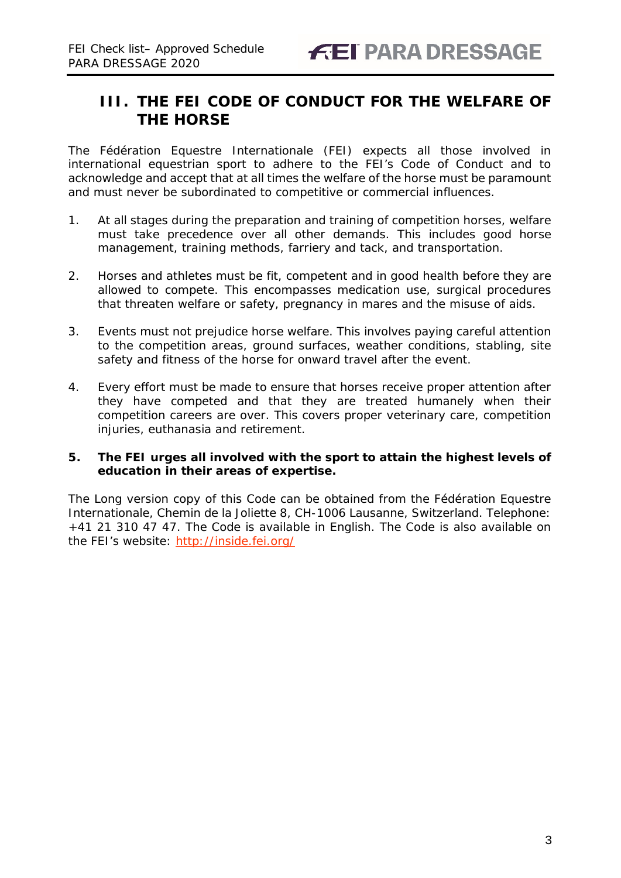## III. THE FEI CODE OF CONDUCT FOR THE WELFARE OF THE HORSE

The Fédération Equestre Internationale (FEI) expects all those involved in international equestrian sport to adhere to the FEI's Code of Conduct and to acknowledge and accept that at all times the welfare of the horse must be paramount and must never be subordinated to competitive or commercial influences.

1. At all stages during the preparation and training of competition horses, welfare must take precedence over all other demands. This includes good horse management, training methods, farriery and tack, and transportation.

2. Horses and athletes must be fit, competent and in good health before they are allowed to compete. This encompasses medication use, surgical procedures that threaten welfare or safety, pregnancy in mares and the misuse of aids.

3. Events must not prejudice horse welfare. This involves paying careful attention to the competition areas, ground surfaces, weather conditions, stabling, site safety and fitness of the horse for onward travel after the event.

4. Every effort must be made to ensure that horses receive proper attention after they have competed and that they are treated humanely when their competition careers are over. This covers proper veterinary care, competition injuries, euthanasia and retirement.

5. **The FEI urges all involved with the sport to attain the highest levels of education in their areas of expertise.**

The Long version copy of this Code can be obtained from the Fédération Equestre Internationale, Chemin de la Joliette 8, CH-1006 Lausanne, Switzerland. Telephone: +41 21 310 47 47. The Code is available in English. The Code is also available on the FEI's website: [http://inside.fei.org/](http://inside.fei.org/)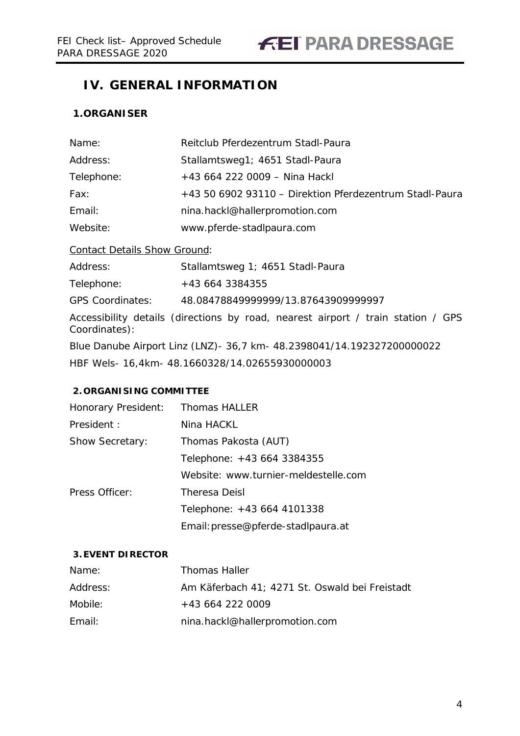# IV. GENERAL INFORMATION

## 1. ORGANISER

| | |
|---|---|
| Name: | Reitclub Pferdezentrum Stadl-Paura |
| Address: | Stallamtsweg1; 4651 Stadl-Paura |
| Telephone: | +43 664 222 0009 – Nina Hackl |
| Fax: | +43 50 6902 93110 – Direktion Pferdezentrum Stadl-Paura |
| Email: | nina.hackl@hallerpromotion.com |
| Website: | www.pferde-stadlpaura.com |

Contact Details Show Ground:

| | |
|---|---|
| Address: | Stallamtsweg 1; 4651 Stadl-Paura |
| Telephone: | +43 664 3384355 |
| GPS Coordinates: | 48.08478849999999/13.87643909999997 |

Accessibility details (directions by road, nearest airport / train station / GPS Coordinates):

Blue Danube Airport Linz (LNZ)- 36,7 km- 48.2398041/14.192327200000022

HBF Wels- 16,4km- 48.1660328/14.02655930000003

## 2. ORGANISING COMMITTEE

| | |
|---|---|
| Honorary President: | Thomas HALLER |
| President : | Nina HACKL |
| Show Secretary: | Thomas Pakosta (AUT) |
| | Telephone: +43 664 3384355 |
| | Website: www.turnier-meldestelle.com |
| Press Officer: | Theresa Deisl |
| | Telephone: +43 664 4101338 |
| | Email: presse@pferde-stadlpaura.at |

## 3. EVENT DIRECTOR

| | |
|---|---|
| Name: | Thomas Haller |
| Address: | Am Käferbach 41; 4271 St. Oswald bei Freistadt |
| Mobile: | +43 664 222 0009 |
| Email: | nina.hackl@hallerpromotion.com |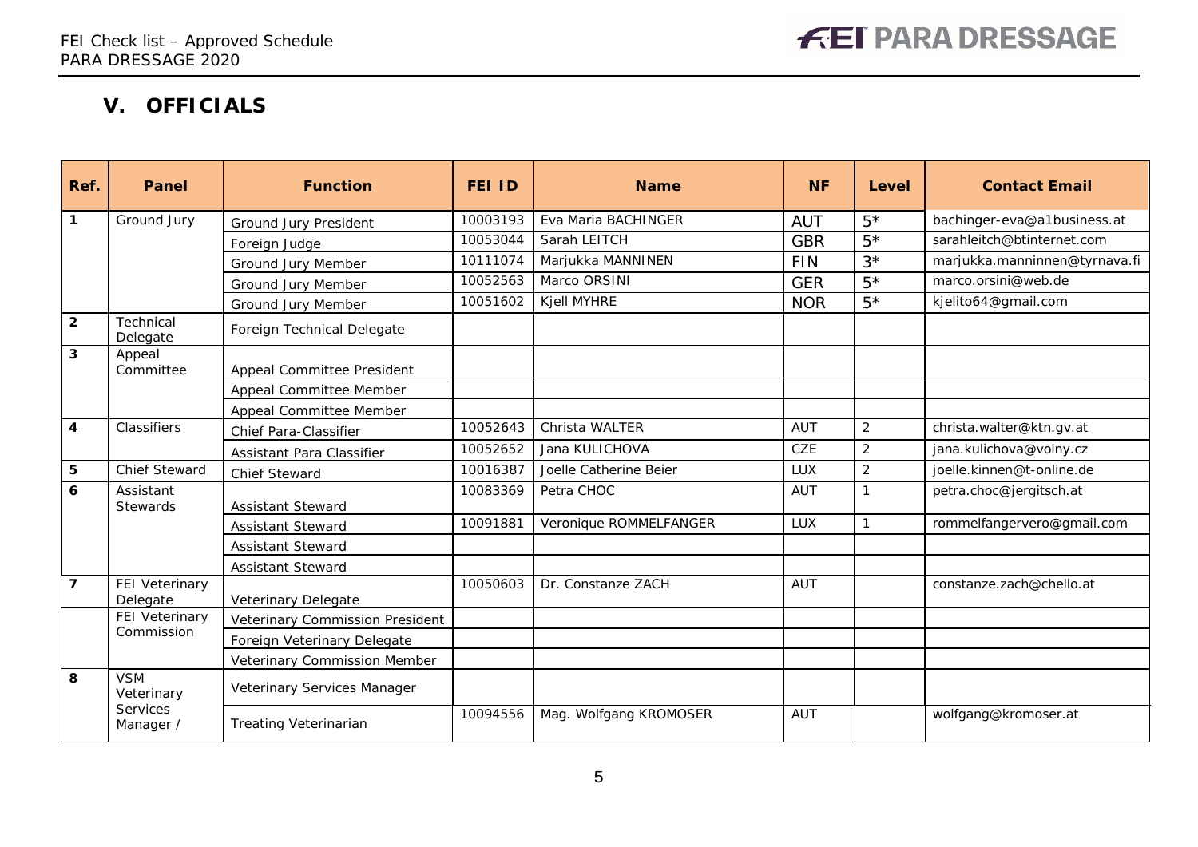## V. OFFICIALS

| Ref. | Panel | Function | FEI ID | Name | NF | Level | Contact Email |
|---|---|---|---|---|---|---|---|
| 1 | Ground Jury | Ground Jury President | 10003193 | Eva Maria BACHINGER | AUT | 5* | bachinger-eva@a1business.at |
| | | Foreign Judge | 10053044 | Sarah LEITCH | GBR | 5* | sarahleitch@btinternet.com |
| | | Ground Jury Member | 10111074 | Marjukka MANNINEN | FIN | 3* | marjukka.manninnen@tyrnava.fi |
| | | Ground Jury Member | 10052563 | Marco ORSINI | GER | 5* | marco.orsini@web.de |
| | | Ground Jury Member | 10051602 | Kjell MYHRE | NOR | 5* | kjelito64@gmail.com |
| 2 | Technical Delegate | Foreign Technical Delegate | | | | | |
| 3 | Appeal Committee | Appeal Committee President | | | | | |
| | | Appeal Committee Member | | | | | |
| | | Appeal Committee Member | | | | | |
| 4 | Classifiers | Chief Para-Classifier | 10052643 | Christa WALTER | AUT | 2 | christa.walter@ktn.gv.at |
| | | Assistant Para Classifier | 10052652 | Jana KULICHOVA | CZE | 2 | jana.kulichova@volny.cz |
| 5 | Chief Steward | Chief Steward | 10016387 | Joelle Catherine Beier | LUX | 2 | joelle.kinnen@t-online.de |
| 6 | Assistant Stewards | Assistant Steward | 10083369 | Petra CHOC | AUT | 1 | petra.choc@jergitsch.at |
| | | Assistant Steward | 10091881 | Veronique ROMMELFANGER | LUX | 1 | rommelfangervero@gmail.com |
| | | Assistant Steward | | | | | |
| | | Assistant Steward | | | | | |
| 7 | FEI Veterinary Delegate | Veterinary Delegate | 10050603 | Dr. Constanze ZACH | AUT | | constanze.zach@chello.at |
| | FEI Veterinary Commission | Veterinary Commission President | | | | | |
| | | Foreign Veterinary Delegate | | | | | |
| | | Veterinary Commission Member | | | | | |
| 8 | VSM Veterinary Services Manager / | Veterinary Services Manager | | | | | |
| | | Treating Veterinarian | 10094556 | Mag. Wolfgang KROMOSER | AUT | | wolfgang@kromoser.at |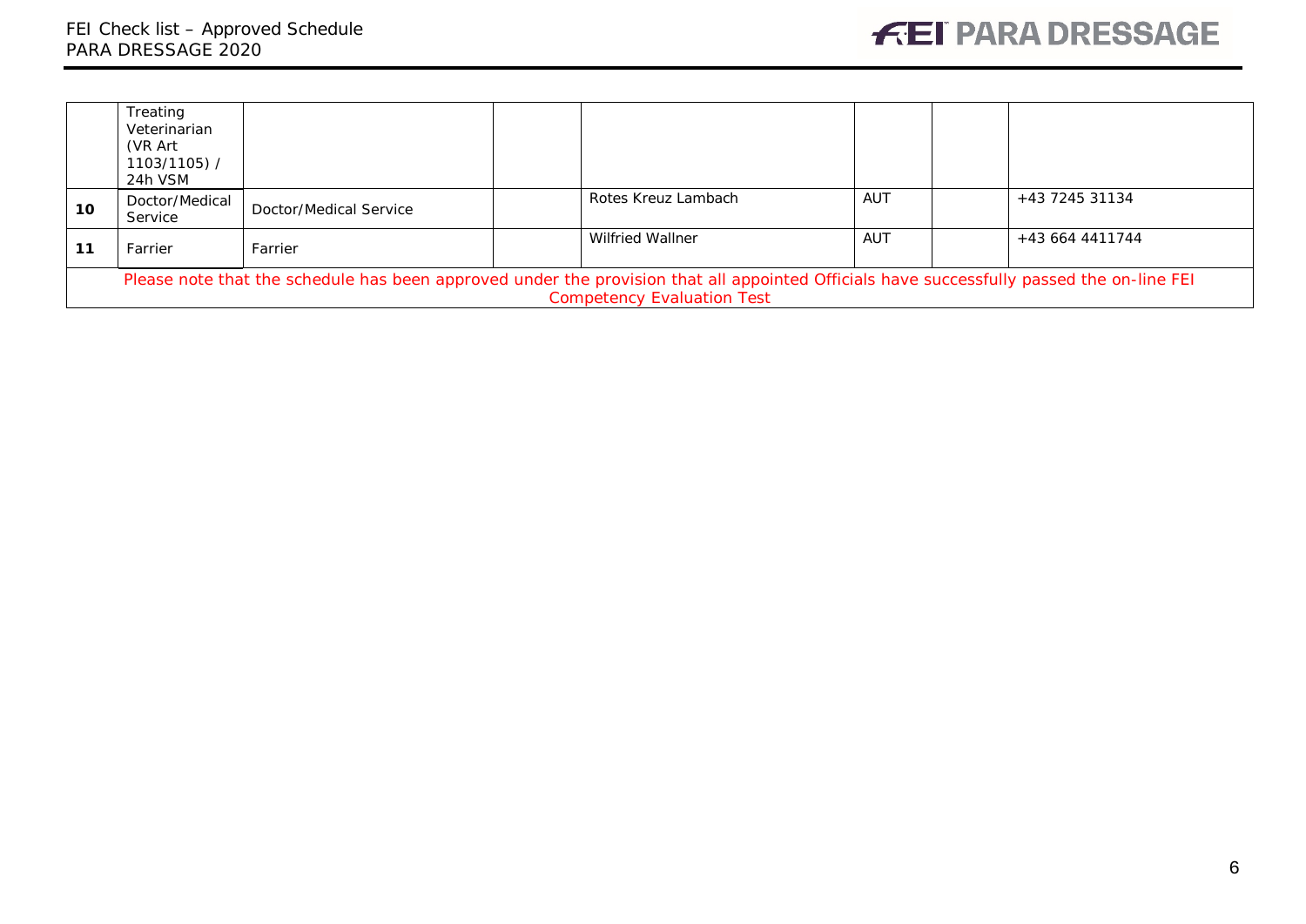| | | | | | | | |
|---|---|---|---|---|---|---|---|
| | Treating Veterinarian (VR Art 1103/1105) / 24h VSM | | | | | | |
| **10** | Doctor/Medical Service | Doctor/Medical Service | | Rotes Kreuz Lambach | AUT | | +43 7245 31134 |
| **11** | Farrier | Farrier | | Wilfried Wallner | AUT | | +43 664 4411744 |
| Please note that the schedule has been approved under the provision that all appointed Officials have successfully passed the on-line FEI Competency Evaluation Test | | | | | | | |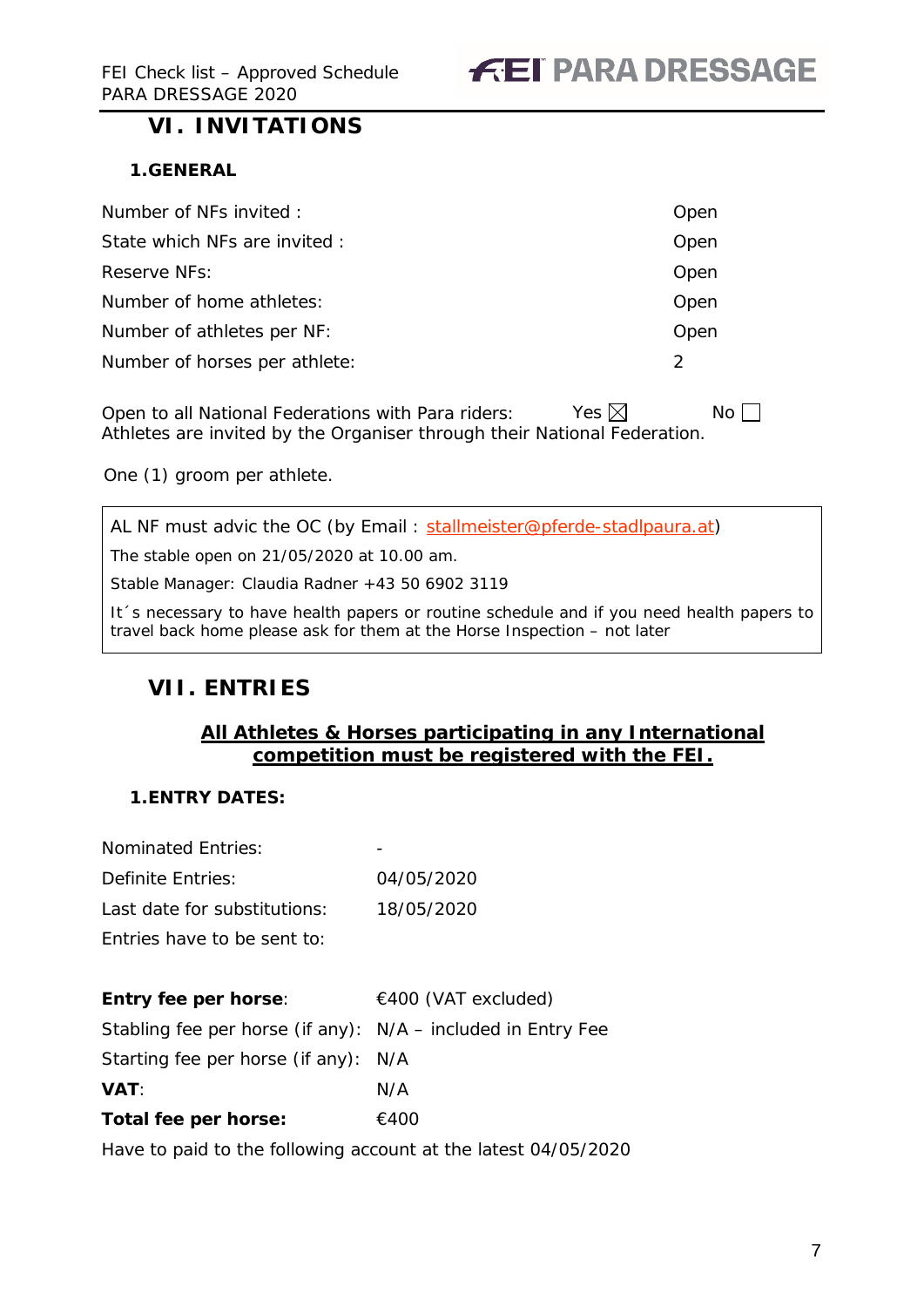# VI. INVITATIONS

## 1. GENERAL

| | |
|---|---|
| Number of NFs invited : | Open |
| State which NFs are invited : | Open |
| Reserve NFs: | Open |
| Number of home athletes: | Open |
| Number of athletes per NF: | Open |
| Number of horses per athlete: | 2 |

Open to all National Federations with Para riders: Yes ☒ No ☐
Athletes are invited by the Organiser through their National Federation.

One (1) groom per athlete.

> AL NF must advic the OC (by Email : stallmeister@pferde-stadlpaura.at)
>
> The stable open on 21/05/2020 at 10.00 am.
>
> Stable Manager: Claudia Radner +43 50 6902 3119
>
> It´s necessary to have health papers or routine schedule and if you need health papers to travel back home please ask for them at the Horse Inspection – not later

# VII. ENTRIES

**All Athletes & Horses participating in any International competition must be registered with the FEI.**

## 1. ENTRY DATES:

| | |
|---|---|
| Nominated Entries: | - |
| Definite Entries: | 04/05/2020 |
| Last date for substitutions: | 18/05/2020 |
| Entries have to be sent to: | |

| | |
|---|---|
| **Entry fee per horse**: | €400 (VAT excluded) |
| Stabling fee per horse (if any): | N/A – included in Entry Fee |
| Starting fee per horse (if any): | N/A |
| **VAT**: | N/A |
| **Total fee per horse:** | €400 |

Have to paid to the following account at the latest 04/05/2020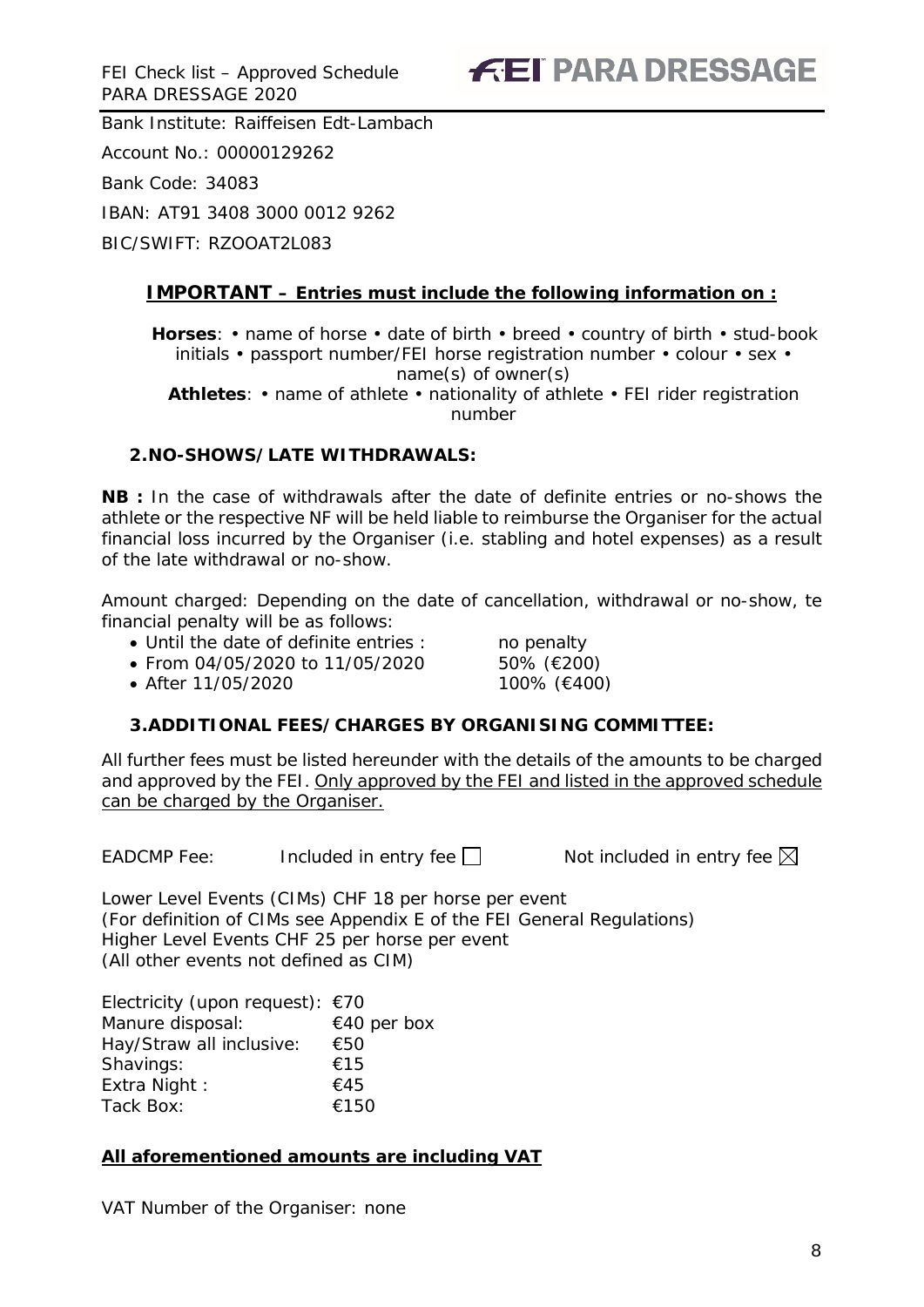Bank Institute: Raiffeisen Edt-Lambach

Account No.: 00000129262

Bank Code: 34083

IBAN: AT91 3408 3000 0012 9262

BIC/SWIFT: RZOOAT2L083

**IMPORTANT – Entries must include the following information on :**

**Horses**: • name of horse • date of birth • breed • country of birth • stud-book initials • passport number/FEI horse registration number • colour • sex • name(s) of owner(s)
**Athletes**: • name of athlete • nationality of athlete • FEI rider registration number

## 2. NO-SHOWS/LATE WITHDRAWALS:

**NB :** In the case of withdrawals after the date of definite entries or no-shows the athlete or the respective NF will be held liable to reimburse the Organiser for the actual financial loss incurred by the Organiser (i.e. stabling and hotel expenses) as a result of the late withdrawal or no-show.

Amount charged: Depending on the date of cancellation, withdrawal or no-show, te financial penalty will be as follows:

- Until the date of definite entries : no penalty
- From 04/05/2020 to 11/05/2020 50% (€200)
- After 11/05/2020 100% (€400)

## 3. ADDITIONAL FEES/CHARGES BY ORGANISING COMMITTEE:

All further fees must be listed hereunder with the details of the amounts to be charged and approved by the FEI. Only approved by the FEI and listed in the approved schedule can be charged by the Organiser.

EADCMP Fee: Included in entry fee ☐ Not included in entry fee ☒

Lower Level Events (CIMs) CHF 18 per horse per event
(For definition of CIMs see Appendix E of the FEI General Regulations)
Higher Level Events CHF 25 per horse per event
(All other events not defined as CIM)

| | |
|---|---|
| Electricity (upon request): | €70 |
| Manure disposal: | €40 per box |
| Hay/Straw all inclusive: | €50 |
| Shavings: | €15 |
| Extra Night : | €45 |
| Tack Box: | €150 |

**All aforementioned amounts are including VAT**

VAT Number of the Organiser: none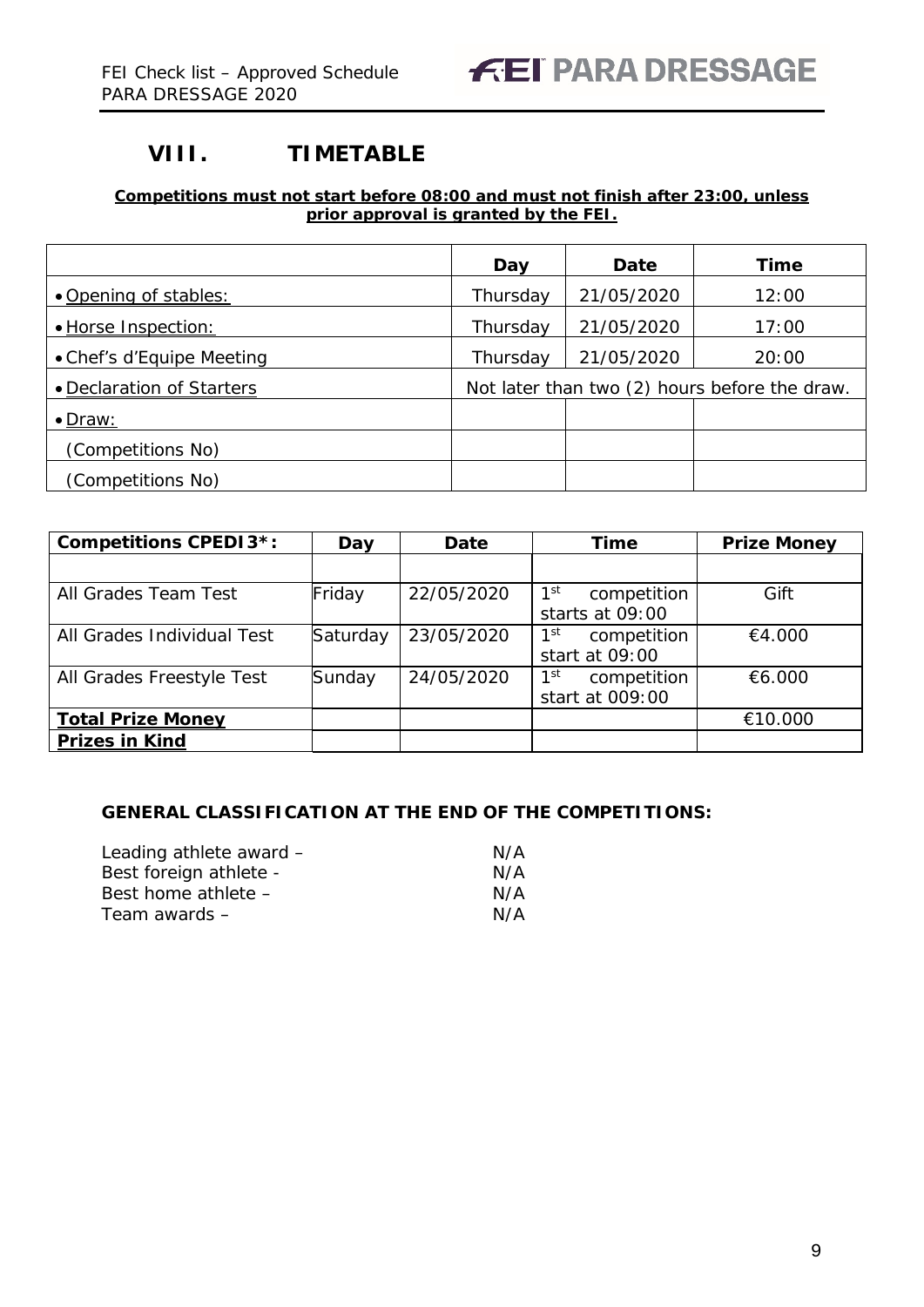## VIII. TIMETABLE

**Competitions must not start before 08:00 and must not finish after 23:00, unless prior approval is granted by the FEI.**

| | Day | Date | Time |
|---|---|---|---|
| • Opening of stables: | Thursday | 21/05/2020 | 12:00 |
| • Horse Inspection: | Thursday | 21/05/2020 | 17:00 |
| • Chef's d'Equipe Meeting | Thursday | 21/05/2020 | 20:00 |
| • Declaration of Starters | Not later than two (2) hours before the draw. | | |
| • Draw: | | | |
| (Competitions No) | | | |
| (Competitions No) | | | |

| Competitions CPEDI3*: | Day | Date | Time | Prize Money |
|---|---|---|---|---|
| | | | | |
| All Grades Team Test | Friday | 22/05/2020 | 1st competition starts at 09:00 | Gift |
| All Grades Individual Test | Saturday | 23/05/2020 | 1st competition start at 09:00 | €4.000 |
| All Grades Freestyle Test | Sunday | 24/05/2020 | 1st competition start at 009:00 | €6.000 |
| **Total Prize Money** | | | | €10.000 |
| **Prizes in Kind** | | | | |

**GENERAL CLASSIFICATION AT THE END OF THE COMPETITIONS:**

Leading athlete award – N/A  
Best foreign athlete - N/A  
Best home athlete – N/A  
Team awards – N/A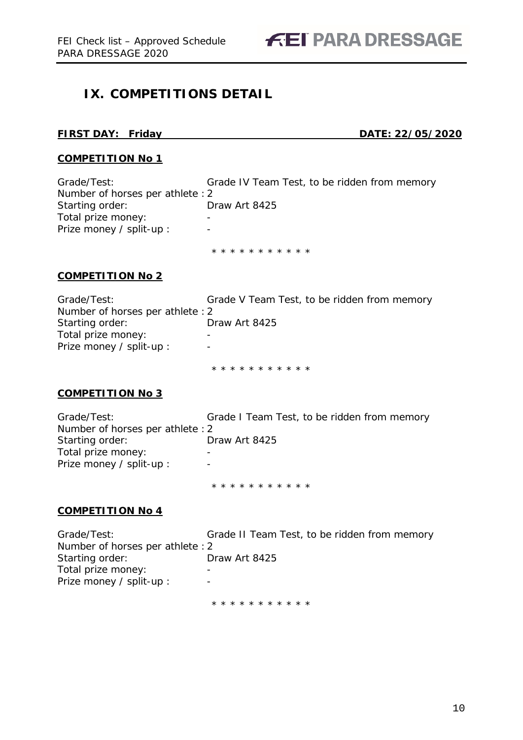# IX. COMPETITIONS DETAIL

**FIRST DAY: Friday DATE: 22/05/2020**

**COMPETITION No 1**

Grade/Test: Grade IV Team Test, to be ridden from memory
Number of horses per athlete : 2
Starting order: Draw Art 8425
Total prize money: -
Prize money / split-up : -

* * * * * * * * * * *

**COMPETITION No 2**

Grade/Test: Grade V Team Test, to be ridden from memory
Number of horses per athlete : 2
Starting order: Draw Art 8425
Total prize money: -
Prize money / split-up : -

* * * * * * * * * * *

**COMPETITION No 3**

Grade/Test: Grade I Team Test, to be ridden from memory
Number of horses per athlete : 2
Starting order: Draw Art 8425
Total prize money: -
Prize money / split-up : -

* * * * * * * * * * *

**COMPETITION No 4**

Grade/Test: Grade II Team Test, to be ridden from memory
Number of horses per athlete : 2
Starting order: Draw Art 8425
Total prize money: -
Prize money / split-up : -

* * * * * * * * * * *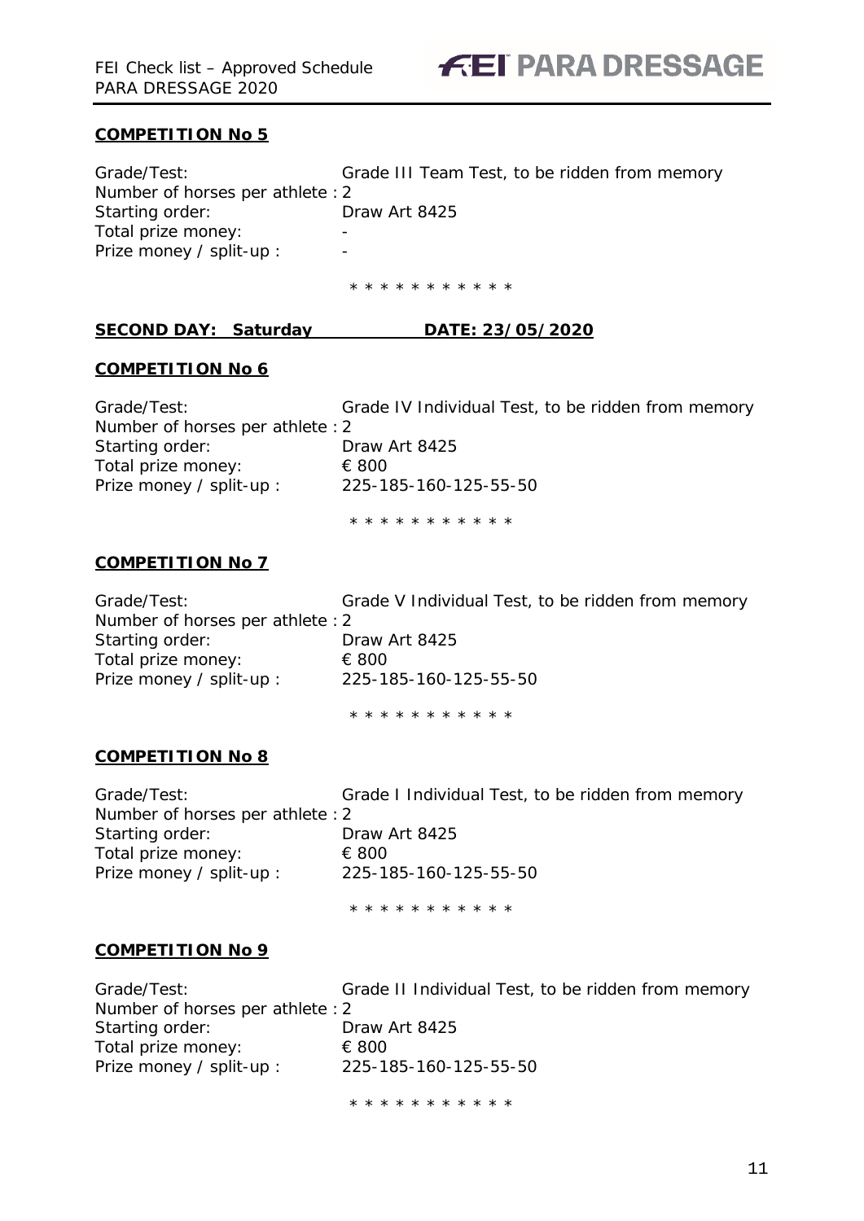**COMPETITION No 5**

Grade/Test: Grade III Team Test, to be ridden from memory
Number of horses per athlete : 2
Starting order: Draw Art 8425
Total prize money: -
Prize money / split-up : -

\* \* \* \* \* \* \* \* \* \* \*

**SECOND DAY: Saturday DATE: 23/05/2020**

**COMPETITION No 6**

Grade/Test: Grade IV Individual Test, to be ridden from memory
Number of horses per athlete : 2
Starting order: Draw Art 8425
Total prize money: € 800
Prize money / split-up : 225-185-160-125-55-50

\* \* \* \* \* \* \* \* \* \* \*

**COMPETITION No 7**

Grade/Test: Grade V Individual Test, to be ridden from memory
Number of horses per athlete : 2
Starting order: Draw Art 8425
Total prize money: € 800
Prize money / split-up : 225-185-160-125-55-50

\* \* \* \* \* \* \* \* \* \* \*

**COMPETITION No 8**

Grade/Test: Grade I Individual Test, to be ridden from memory
Number of horses per athlete : 2
Starting order: Draw Art 8425
Total prize money: € 800
Prize money / split-up : 225-185-160-125-55-50

\* \* \* \* \* \* \* \* \* \* \*

**COMPETITION No 9**

Grade/Test: Grade II Individual Test, to be ridden from memory
Number of horses per athlete : 2
Starting order: Draw Art 8425
Total prize money: € 800
Prize money / split-up : 225-185-160-125-55-50

\* \* \* \* \* \* \* \* \* \* \*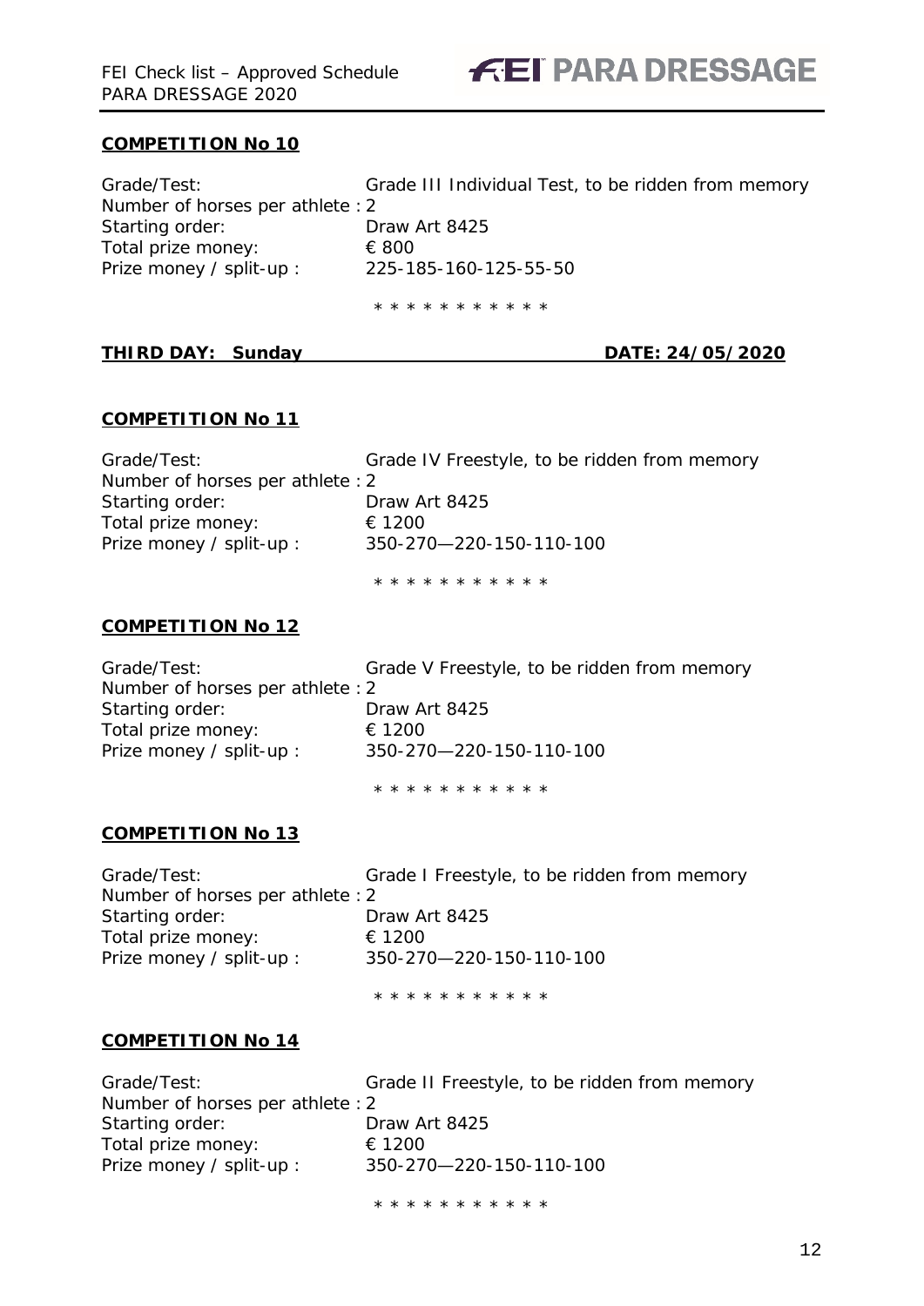## COMPETITION No 10

Grade/Test: Grade III Individual Test, to be ridden from memory
Number of horses per athlete : 2
Starting order: Draw Art 8425
Total prize money: € 800
Prize money / split-up : 225-185-160-125-55-50

\* \* \* \* \* \* \* \* \* \* \*

**THIRD DAY: Sunday DATE: 24/05/2020**

## COMPETITION No 11

Grade/Test: Grade IV Freestyle, to be ridden from memory
Number of horses per athlete : 2
Starting order: Draw Art 8425
Total prize money: € 1200
Prize money / split-up : 350-270—220-150-110-100

\* \* \* \* \* \* \* \* \* \* \*

## COMPETITION No 12

Grade/Test: Grade V Freestyle, to be ridden from memory
Number of horses per athlete : 2
Starting order: Draw Art 8425
Total prize money: € 1200
Prize money / split-up : 350-270—220-150-110-100

\* \* \* \* \* \* \* \* \* \* \*

## COMPETITION No 13

Grade/Test: Grade I Freestyle, to be ridden from memory
Number of horses per athlete : 2
Starting order: Draw Art 8425
Total prize money: € 1200
Prize money / split-up : 350-270—220-150-110-100

\* \* \* \* \* \* \* \* \* \* \*

## COMPETITION No 14

Grade/Test: Grade II Freestyle, to be ridden from memory
Number of horses per athlete : 2
Starting order: Draw Art 8425
Total prize money: € 1200
Prize money / split-up : 350-270—220-150-110-100

\* \* \* \* \* \* \* \* \* \* \*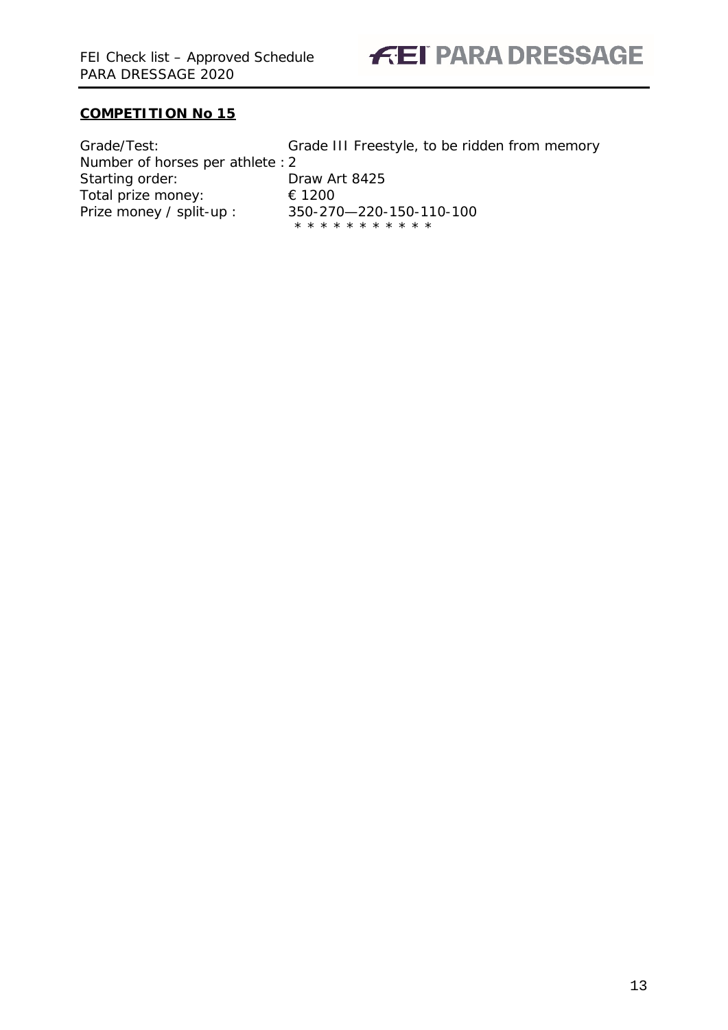**COMPETITION No 15**

| | |
|---|---|
| Grade/Test: | Grade III Freestyle, to be ridden from memory |
| Number of horses per athlete : | 2 |
| Starting order: | Draw Art 8425 |
| Total prize money: | € 1200 |
| Prize money / split-up : | 350-270—220-150-110-100 |

* * * * * * * * * * *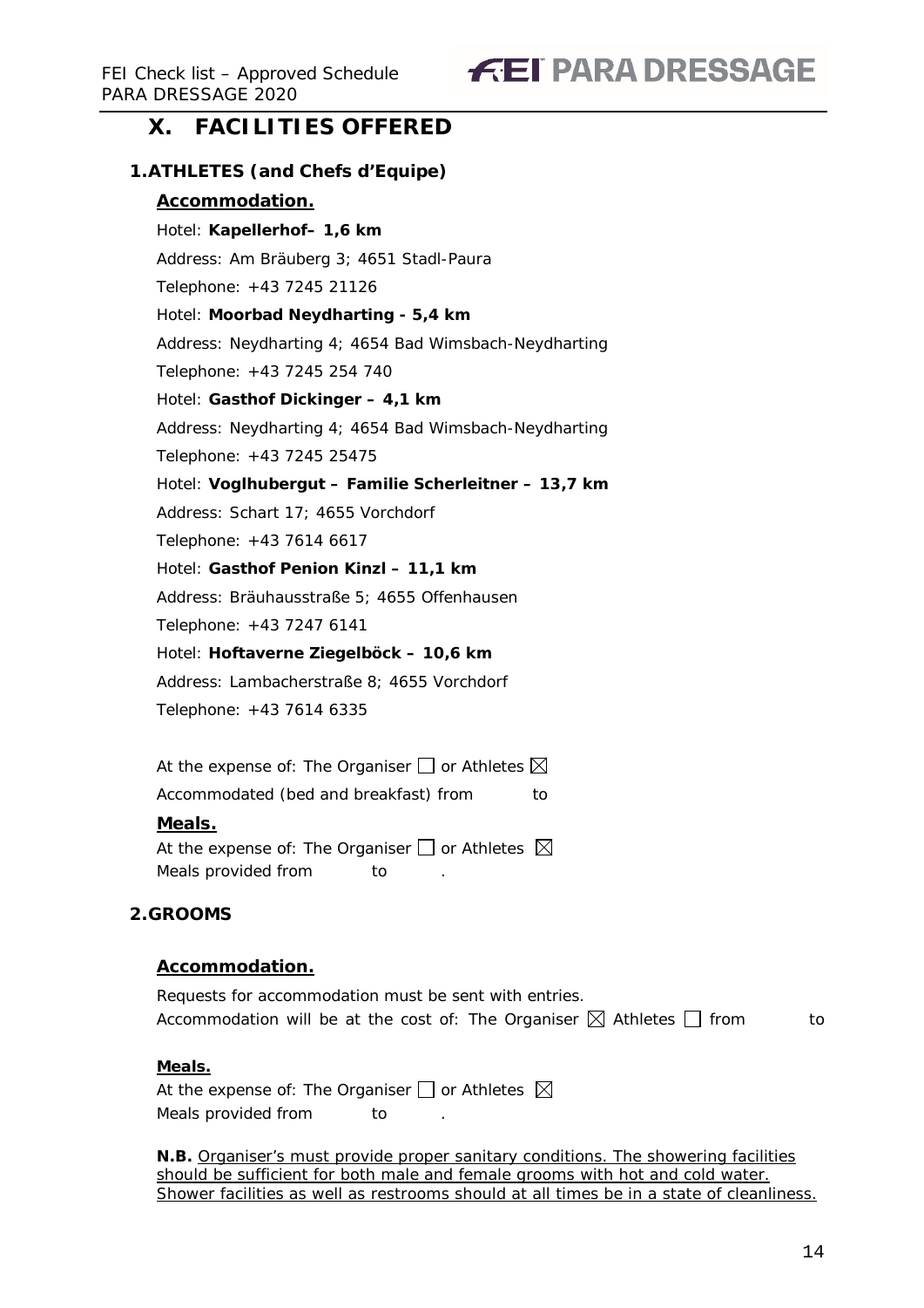# X. FACILITIES OFFERED

## 1. ATHLETES (and Chefs d'Equipe)

### Accommodation.

Hotel: **Kapellerhof– 1,6 km**

Address: Am Bräuberg 3; 4651 Stadl-Paura

Telephone: +43 7245 21126

Hotel: **Moorbad Neydharting - 5,4 km**

Address: Neydharting 4; 4654 Bad Wimsbach-Neydharting

Telephone: +43 7245 254 740

Hotel: **Gasthof Dickinger – 4,1 km**

Address: Neydharting 4; 4654 Bad Wimsbach-Neydharting

Telephone: +43 7245 25475

Hotel: **Voglhubergut – Familie Scherleitner – 13,7 km**

Address: Schart 17; 4655 Vorchdorf

Telephone: +43 7614 6617

Hotel: **Gasthof Penion Kinzl – 11,1 km**

Address: Bräuhausstraße 5; 4655 Offenhausen

Telephone: +43 7247 6141

Hotel: **Hoftaverne Ziegelböck – 10,6 km**

Address: Lambacherstraße 8; 4655 Vorchdorf

Telephone: +43 7614 6335

At the expense of: The Organiser ☐ or Athletes ☒

Accommodated (bed and breakfast) from to

### Meals.

At the expense of: The Organiser ☐ or Athletes ☒

Meals provided from to .

## 2. GROOMS

### Accommodation.

Requests for accommodation must be sent with entries.

Accommodation will be at the cost of: The Organiser ☒ Athletes ☐ from to

### Meals.

At the expense of: The Organiser ☐ or Athletes ☒

Meals provided from to .

**N.B.** Organiser's must provide proper sanitary conditions. The showering facilities should be sufficient for both male and female grooms with hot and cold water. Shower facilities as well as restrooms should at all times be in a state of cleanliness.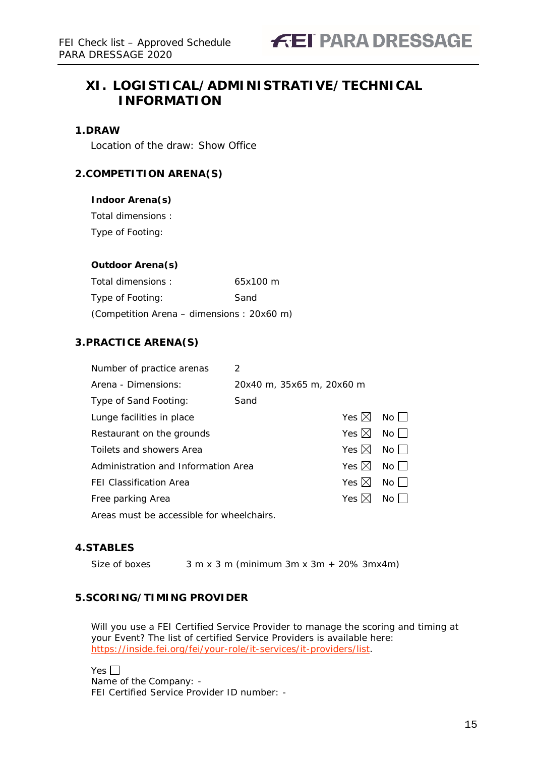## XI. LOGISTICAL/ADMINISTRATIVE/TECHNICAL INFORMATION

### 1. DRAW

Location of the draw: Show Office

### 2. COMPETITION ARENA(S)

**Indoor Arena(s)**

Total dimensions :

Type of Footing:

**Outdoor Arena(s)**

| | |
|---|---|
| Total dimensions : | 65x100 m |
| Type of Footing: | Sand |

(Competition Arena – dimensions : 20x60 m)

### 3. PRACTICE ARENA(S)

| | | | |
|---|---|---|---|
| Number of practice arenas | 2 | | |
| Arena - Dimensions: | 20x40 m, 35x65 m, 20x60 m | | |
| Type of Sand Footing: | Sand | | |
| Lunge facilities in place | | Yes ☒ | No ☐ |
| Restaurant on the grounds | | Yes ☒ | No ☐ |
| Toilets and showers Area | | Yes ☒ | No ☐ |
| Administration and Information Area | | Yes ☒ | No ☐ |
| FEI Classification Area | | Yes ☒ | No ☐ |
| Free parking Area | | Yes ☒ | No ☐ |

Areas must be accessible for wheelchairs.

### 4. STABLES

Size of boxes 3 m x 3 m (minimum 3m x 3m + 20% 3mx4m)

### 5. SCORING/TIMING PROVIDER

Will you use a FEI Certified Service Provider to manage the scoring and timing at your Event? The list of certified Service Providers is available here: https://inside.fei.org/fei/your-role/it-services/it-providers/list.

Yes ☐
Name of the Company: -
FEI Certified Service Provider ID number: -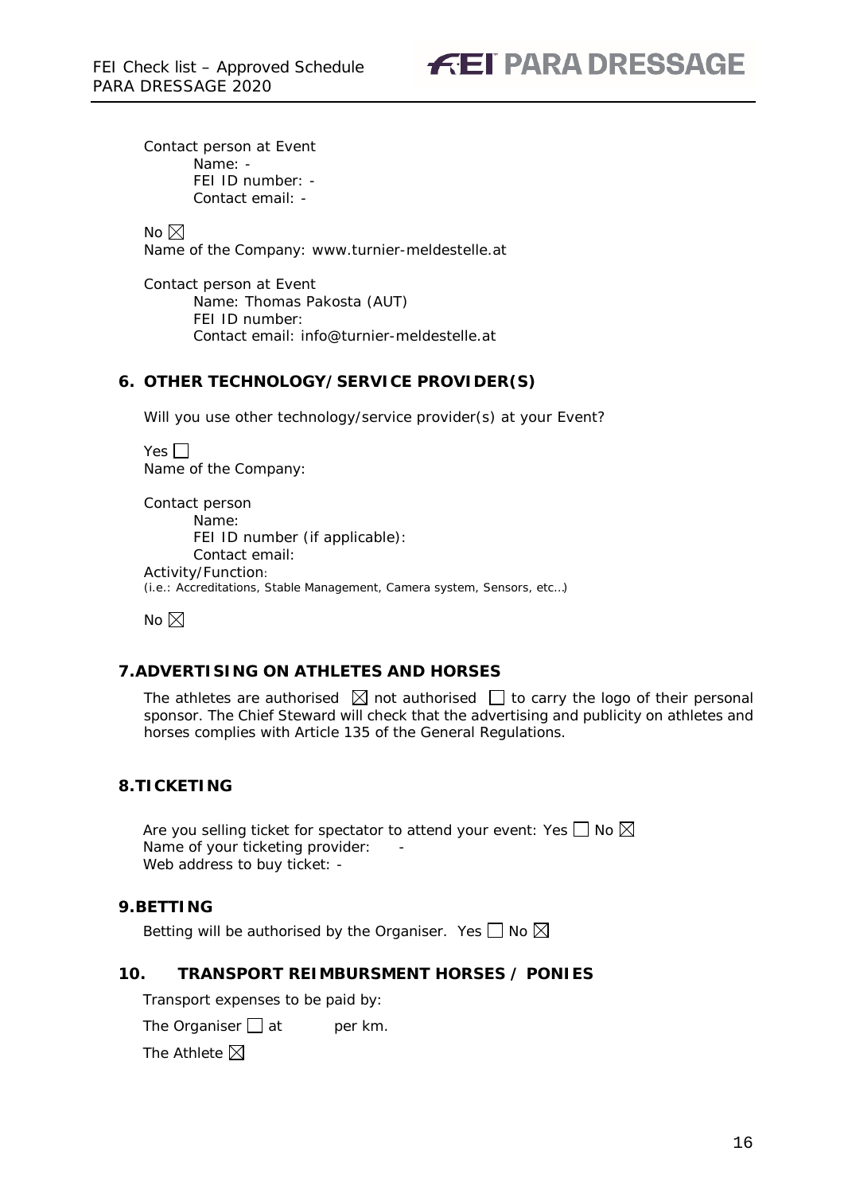Contact person at Event
Name: -
FEI ID number: -
Contact email: -

No ☒
Name of the Company: www.turnier-meldestelle.at

Contact person at Event
Name: Thomas Pakosta (AUT)
FEI ID number:
Contact email: info@turnier-meldestelle.at

## 6. OTHER TECHNOLOGY/SERVICE PROVIDER(S)

Will you use other technology/service provider(s) at your Event?

Yes ☐
Name of the Company:

Contact person
Name:
FEI ID number (if applicable):
Contact email:
Activity/Function:
(i.e.: Accreditations, Stable Management, Camera system, Sensors, etc…)

No ☒

## 7. ADVERTISING ON ATHLETES AND HORSES

The athletes are authorised ☒ not authorised ☐ to carry the logo of their personal sponsor. The Chief Steward will check that the advertising and publicity on athletes and horses complies with Article 135 of the General Regulations.

## 8. TICKETING

Are you selling ticket for spectator to attend your event: Yes ☐ No ☒
Name of your ticketing provider: -
Web address to buy ticket: -

## 9. BETTING

Betting will be authorised by the Organiser. Yes ☐ No ☒

## 10. TRANSPORT REIMBURSMENT HORSES / PONIES

Transport expenses to be paid by:

The Organiser ☐ at per km.

The Athlete ☒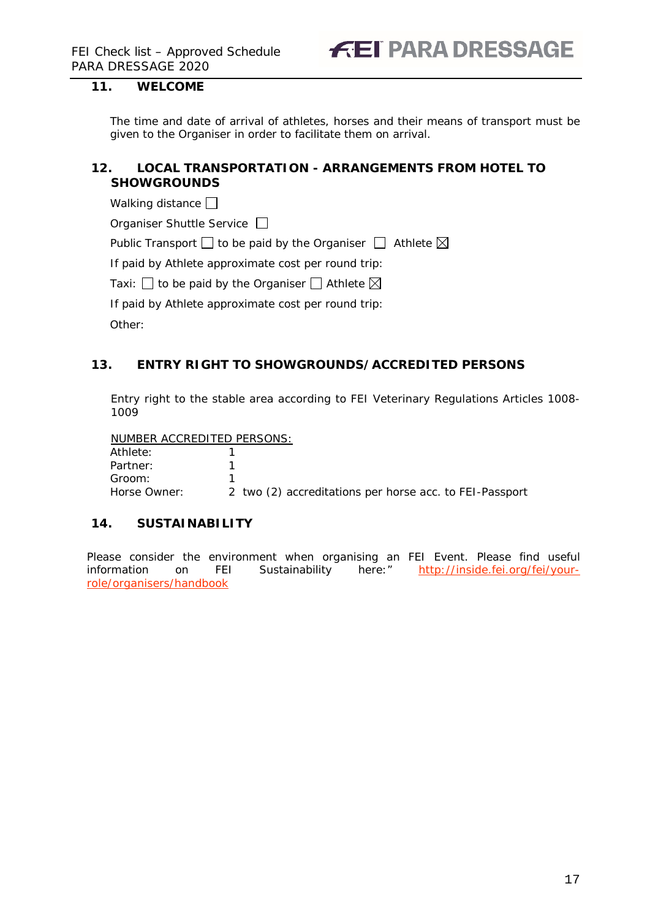## 11. WELCOME

The time and date of arrival of athletes, horses and their means of transport must be given to the Organiser in order to facilitate them on arrival.

## 12. LOCAL TRANSPORTATION - ARRANGEMENTS FROM HOTEL TO SHOWGROUNDS

Walking distance ☐

Organiser Shuttle Service ☐

Public Transport ☐ to be paid by the Organiser ☐ Athlete ☒

If paid by Athlete approximate cost per round trip:

Taxi: ☐ to be paid by the Organiser ☐ Athlete ☒

If paid by Athlete approximate cost per round trip:

Other:

## 13. ENTRY RIGHT TO SHOWGROUNDS/ACCREDITED PERSONS

Entry right to the stable area according to FEI Veterinary Regulations Articles 1008-1009

NUMBER ACCREDITED PERSONS:

| | |
|---|---|
| Athlete: | 1 |
| Partner: | 1 |
| Groom: | 1 |
| Horse Owner: | 2 two (2) accreditations per horse acc. to FEI-Passport |

## 14. SUSTAINABILITY

Please consider the environment when organising an FEI Event. Please find useful information on FEI Sustainability here:" [http://inside.fei.org/fei/your-role/organisers/handbook](http://inside.fei.org/fei/your-role/organisers/handbook)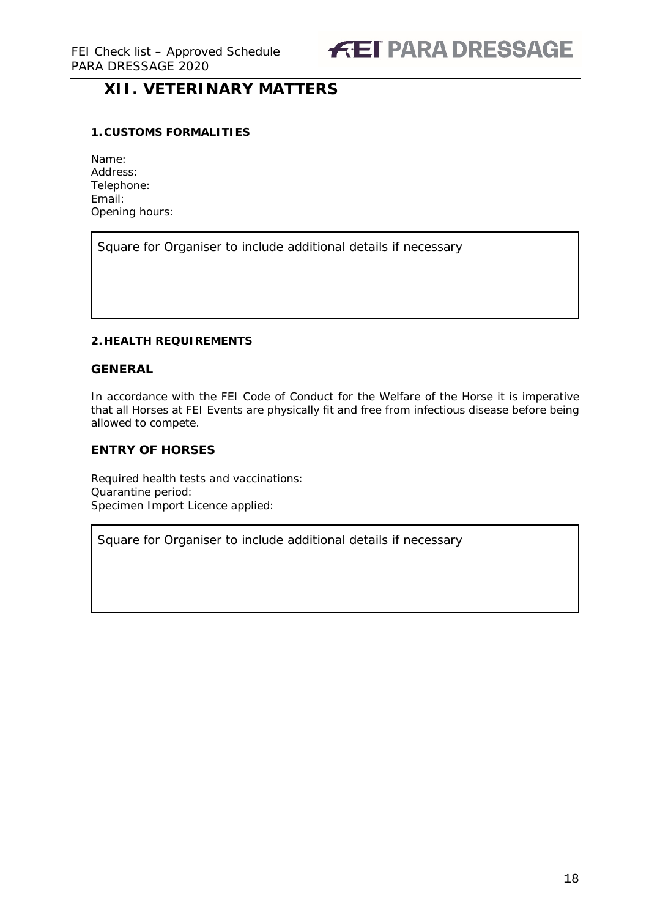# XII. VETERINARY MATTERS

### 1. CUSTOMS FORMALITIES

Name:
Address:
Telephone:
Email:
Opening hours:

| Square for Organiser to include additional details if necessary |
| --- |

### 2. HEALTH REQUIREMENTS

### GENERAL

In accordance with the FEI Code of Conduct for the Welfare of the Horse it is imperative that all Horses at FEI Events are physically fit and free from infectious disease before being allowed to compete.

### ENTRY OF HORSES

Required health tests and vaccinations:
Quarantine period:
Specimen Import Licence applied:

| Square for Organiser to include additional details if necessary |
| --- |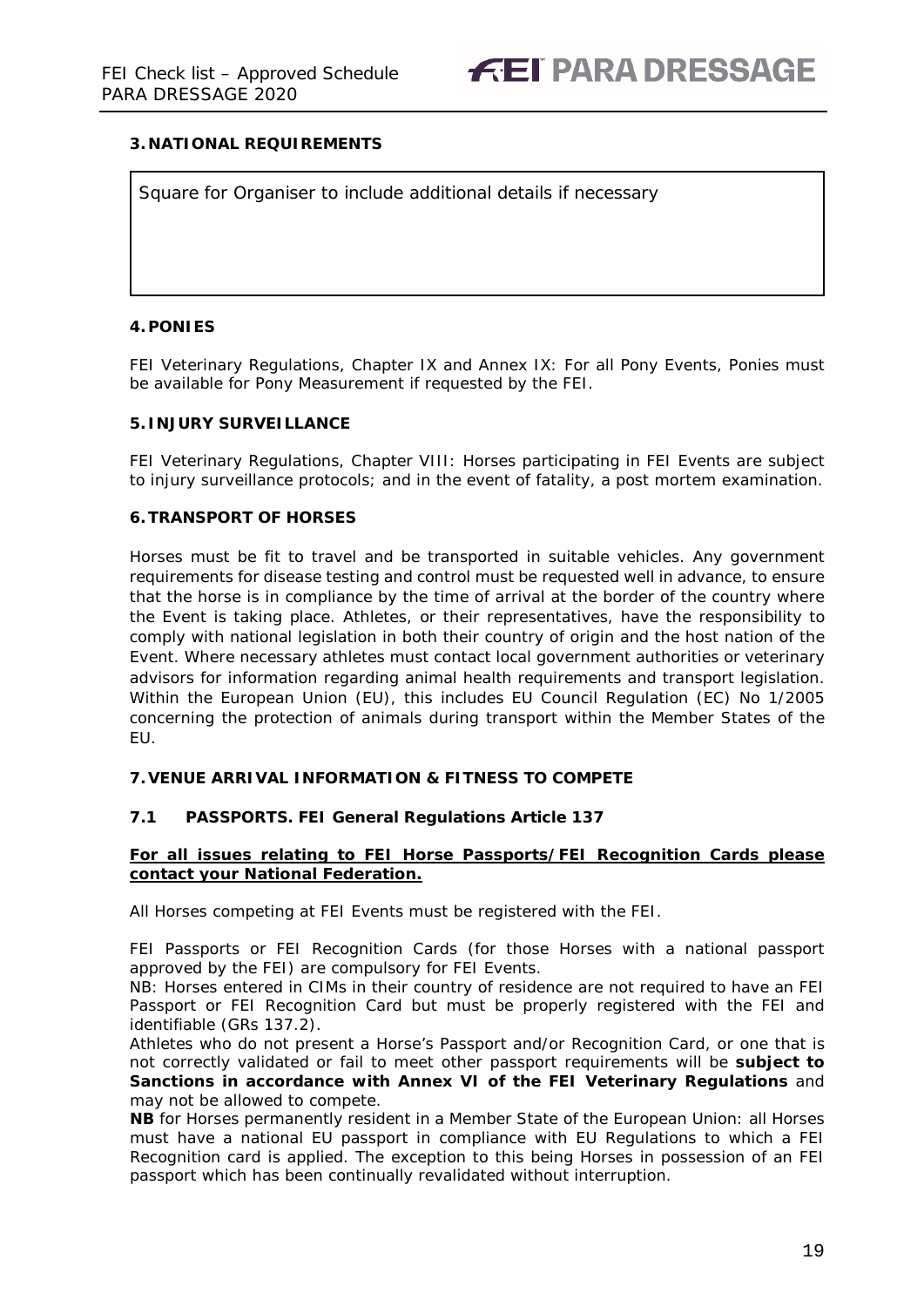### 3. NATIONAL REQUIREMENTS

| Square for Organiser to include additional details if necessary |
|---|

### 4. PONIES

FEI Veterinary Regulations, Chapter IX and Annex IX: For all Pony Events, Ponies must be available for Pony Measurement if requested by the FEI.

### 5. INJURY SURVEILLANCE

FEI Veterinary Regulations, Chapter VIII: Horses participating in FEI Events are subject to injury surveillance protocols; and in the event of fatality, a post mortem examination.

### 6. TRANSPORT OF HORSES

Horses must be fit to travel and be transported in suitable vehicles. Any government requirements for disease testing and control must be requested well in advance, to ensure that the horse is in compliance by the time of arrival at the border of the country where the Event is taking place. Athletes, or their representatives, have the responsibility to comply with national legislation in both their country of origin and the host nation of the Event. Where necessary athletes must contact local government authorities or veterinary advisors for information regarding animal health requirements and transport legislation. Within the European Union (EU), this includes EU Council Regulation (EC) No 1/2005 concerning the protection of animals during transport within the Member States of the EU.

### 7. VENUE ARRIVAL INFORMATION & FITNESS TO COMPETE

#### 7.1 PASSPORTS. FEI General Regulations Article 137

**For all issues relating to FEI Horse Passports/FEI Recognition Cards please contact your National Federation.**

All Horses competing at FEI Events must be registered with the FEI.

FEI Passports or FEI Recognition Cards (for those Horses with a national passport approved by the FEI) are compulsory for FEI Events.
NB: Horses entered in CIMs in their country of residence are not required to have an FEI Passport or FEI Recognition Card but must be properly registered with the FEI and identifiable (GRs 137.2).
Athletes who do not present a Horse's Passport and/or Recognition Card, or one that is not correctly validated or fail to meet other passport requirements will be **subject to Sanctions in accordance with Annex VI of the FEI Veterinary Regulations** and may not be allowed to compete.
**NB** for Horses permanently resident in a Member State of the European Union: all Horses must have a national EU passport in compliance with EU Regulations to which a FEI Recognition card is applied. The exception to this being Horses in possession of an FEI passport which has been continually revalidated without interruption.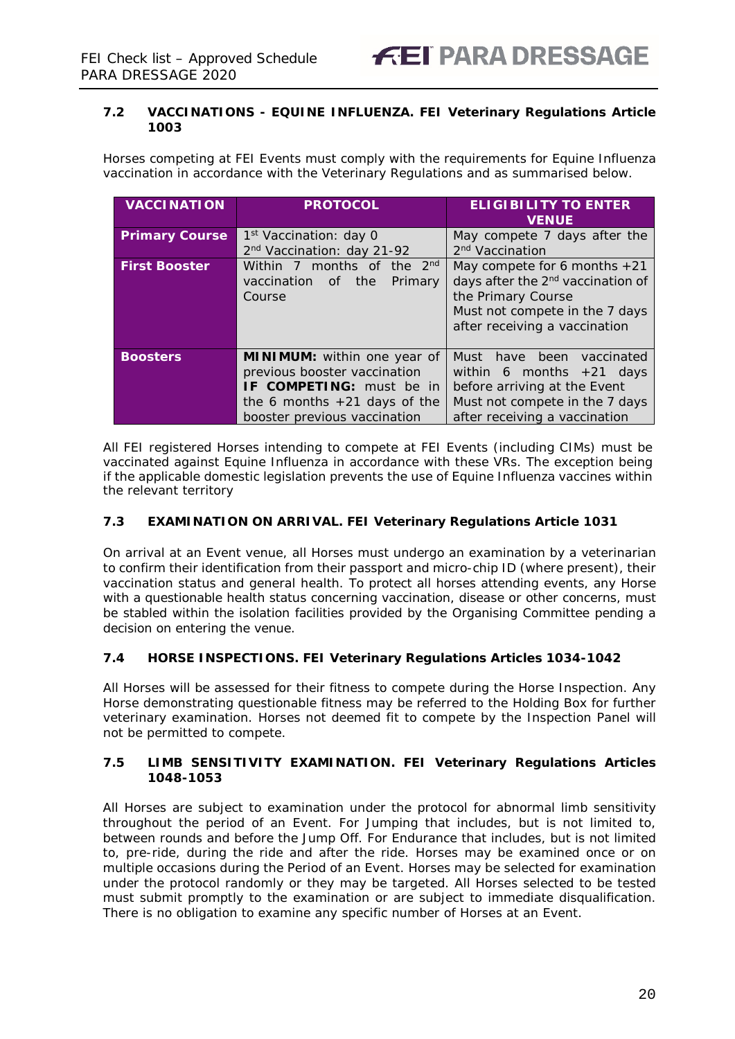### 7.2 VACCINATIONS - EQUINE INFLUENZA. FEI Veterinary Regulations Article 1003

Horses competing at FEI Events must comply with the requirements for Equine Influenza vaccination in accordance with the Veterinary Regulations and as summarised below.

| VACCINATION | PROTOCOL | ELIGIBILITY TO ENTER VENUE |
|---|---|---|
| **Primary Course** | 1st Vaccination: day 0<br>2nd Vaccination: day 21-92 | May compete 7 days after the 2nd Vaccination |
| **First Booster** | Within 7 months of the 2nd vaccination of the Primary Course | May compete for 6 months +21 days after the 2nd vaccination of the Primary Course<br>Must not compete in the 7 days after receiving a vaccination |
| **Boosters** | **MINIMUM:** within one year of previous booster vaccination<br>**IF COMPETING:** must be in the 6 months +21 days of the booster previous vaccination | Must have been vaccinated within 6 months +21 days before arriving at the Event<br>Must not compete in the 7 days after receiving a vaccination |

All FEI registered Horses intending to compete at FEI Events (including CIMs) must be vaccinated against Equine Influenza in accordance with these VRs. The exception being if the applicable domestic legislation prevents the use of Equine Influenza vaccines within the relevant territory

### 7.3 EXAMINATION ON ARRIVAL. FEI Veterinary Regulations Article 1031

On arrival at an Event venue, all Horses must undergo an examination by a veterinarian to confirm their identification from their passport and micro-chip ID (where present), their vaccination status and general health. To protect all horses attending events, any Horse with a questionable health status concerning vaccination, disease or other concerns, must be stabled within the isolation facilities provided by the Organising Committee pending a decision on entering the venue.

### 7.4 HORSE INSPECTIONS. FEI Veterinary Regulations Articles 1034-1042

All Horses will be assessed for their fitness to compete during the Horse Inspection. Any Horse demonstrating questionable fitness may be referred to the Holding Box for further veterinary examination. Horses not deemed fit to compete by the Inspection Panel will not be permitted to compete.

### 7.5 LIMB SENSITIVITY EXAMINATION. FEI Veterinary Regulations Articles 1048-1053

All Horses are subject to examination under the protocol for abnormal limb sensitivity throughout the period of an Event. For Jumping that includes, but is not limited to, between rounds and before the Jump Off. For Endurance that includes, but is not limited to, pre-ride, during the ride and after the ride. Horses may be examined once or on multiple occasions during the Period of an Event. Horses may be selected for examination under the protocol randomly or they may be targeted. All Horses selected to be tested must submit promptly to the examination or are subject to immediate disqualification. There is no obligation to examine any specific number of Horses at an Event.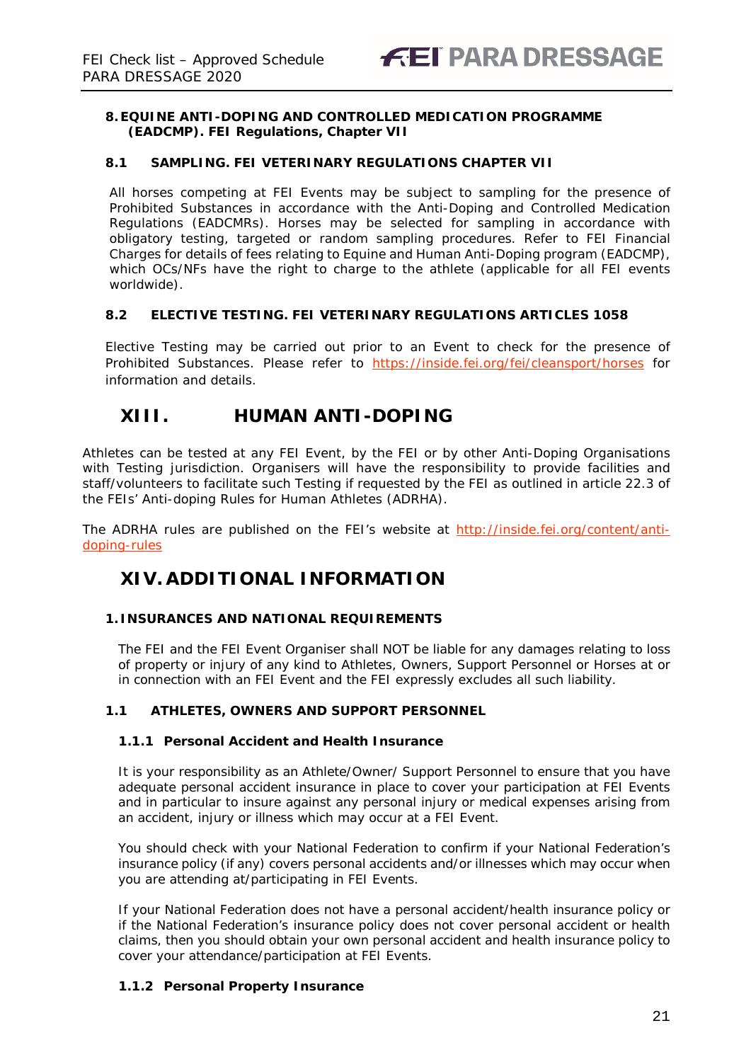### 8. EQUINE ANTI-DOPING AND CONTROLLED MEDICATION PROGRAMME (EADCMP). FEI Regulations, Chapter VII

#### 8.1 SAMPLING. FEI VETERINARY REGULATIONS CHAPTER VII

All horses competing at FEI Events may be subject to sampling for the presence of Prohibited Substances in accordance with the Anti-Doping and Controlled Medication Regulations (EADCMRs). Horses may be selected for sampling in accordance with obligatory testing, targeted or random sampling procedures. Refer to FEI Financial Charges for details of fees relating to Equine and Human Anti-Doping program (EADCMP), which OCs/NFs have the right to charge to the athlete (applicable for all FEI events worldwide).

#### 8.2 ELECTIVE TESTING. FEI VETERINARY REGULATIONS ARTICLES 1058

Elective Testing may be carried out prior to an Event to check for the presence of Prohibited Substances. Please refer to https://inside.fei.org/fei/cleansport/horses for information and details.

## XIII. HUMAN ANTI-DOPING

Athletes can be tested at any FEI Event, by the FEI or by other Anti-Doping Organisations with Testing jurisdiction. Organisers will have the responsibility to provide facilities and staff/volunteers to facilitate such Testing if requested by the FEI as outlined in article 22.3 of the FEIs' Anti-doping Rules for Human Athletes (ADRHA).

The ADRHA rules are published on the FEI's website at http://inside.fei.org/content/anti-doping-rules

## XIV. ADDITIONAL INFORMATION

### 1. INSURANCES AND NATIONAL REQUIREMENTS

The FEI and the FEI Event Organiser shall NOT be liable for any damages relating to loss of property or injury of any kind to Athletes, Owners, Support Personnel or Horses at or in connection with an FEI Event and the FEI expressly excludes all such liability.

#### 1.1 ATHLETES, OWNERS AND SUPPORT PERSONNEL

##### 1.1.1 Personal Accident and Health Insurance

It is your responsibility as an Athlete/Owner/ Support Personnel to ensure that you have adequate personal accident insurance in place to cover your participation at FEI Events and in particular to insure against any personal injury or medical expenses arising from an accident, injury or illness which may occur at a FEI Event.

You should check with your National Federation to confirm if your National Federation's insurance policy (if any) covers personal accidents and/or illnesses which may occur when you are attending at/participating in FEI Events.

If your National Federation does not have a personal accident/health insurance policy or if the National Federation's insurance policy does not cover personal accident or health claims, then you should obtain your own personal accident and health insurance policy to cover your attendance/participation at FEI Events.

##### 1.1.2 Personal Property Insurance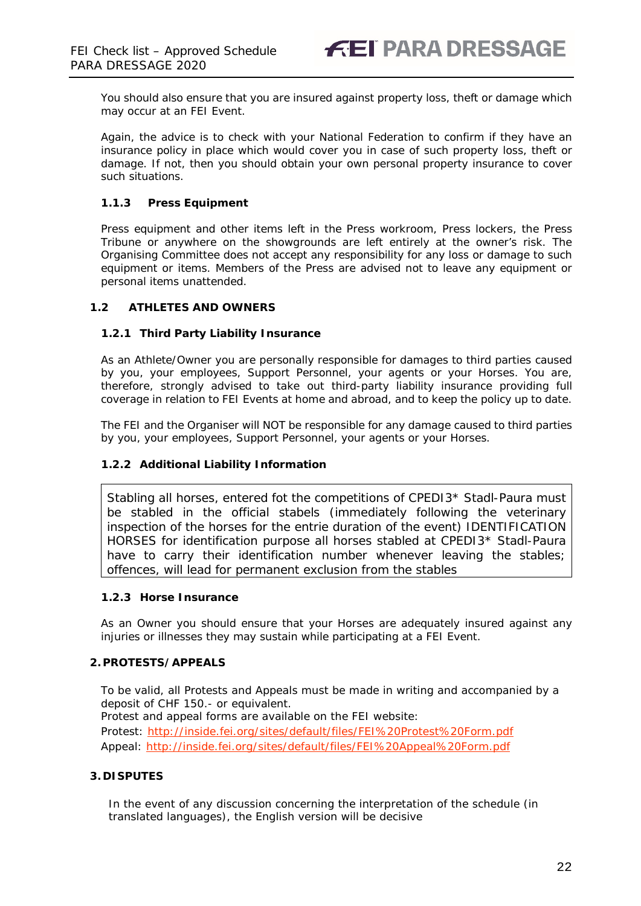You should also ensure that you are insured against property loss, theft or damage which may occur at an FEI Event.

Again, the advice is to check with your National Federation to confirm if they have an insurance policy in place which would cover you in case of such property loss, theft or damage. If not, then you should obtain your own personal property insurance to cover such situations.

#### 1.1.3 Press Equipment

Press equipment and other items left in the Press workroom, Press lockers, the Press Tribune or anywhere on the showgrounds are left entirely at the owner's risk. The Organising Committee does not accept any responsibility for any loss or damage to such equipment or items. Members of the Press are advised not to leave any equipment or personal items unattended.

### 1.2 ATHLETES AND OWNERS

#### 1.2.1 Third Party Liability Insurance

As an Athlete/Owner you are personally responsible for damages to third parties caused by you, your employees, Support Personnel, your agents or your Horses. You are, therefore, strongly advised to take out third-party liability insurance providing full coverage in relation to FEI Events at home and abroad, and to keep the policy up to date.

The FEI and the Organiser will NOT be responsible for any damage caused to third parties by you, your employees, Support Personnel, your agents or your Horses.

#### 1.2.2 Additional Liability Information

Stabling all horses, entered fot the competitions of CPEDI3* Stadl-Paura must be stabled in the official stabels (immediately following the veterinary inspection of the horses for the entrie duration of the event) IDENTIFICATION HORSES for identification purpose all horses stabled at CPEDI3* Stadl-Paura have to carry their identification number whenever leaving the stables; offences, will lead for permanent exclusion from the stables

#### 1.2.3 Horse Insurance

As an Owner you should ensure that your Horses are adequately insured against any injuries or illnesses they may sustain while participating at a FEI Event.

## 2. PROTESTS/APPEALS

To be valid, all Protests and Appeals must be made in writing and accompanied by a deposit of CHF 150.- or equivalent.
Protest and appeal forms are available on the FEI website:
Protest: http://inside.fei.org/sites/default/files/FEI%20Protest%20Form.pdf
Appeal: http://inside.fei.org/sites/default/files/FEI%20Appeal%20Form.pdf

## 3. DISPUTES

In the event of any discussion concerning the interpretation of the schedule (in translated languages), the English version will be decisive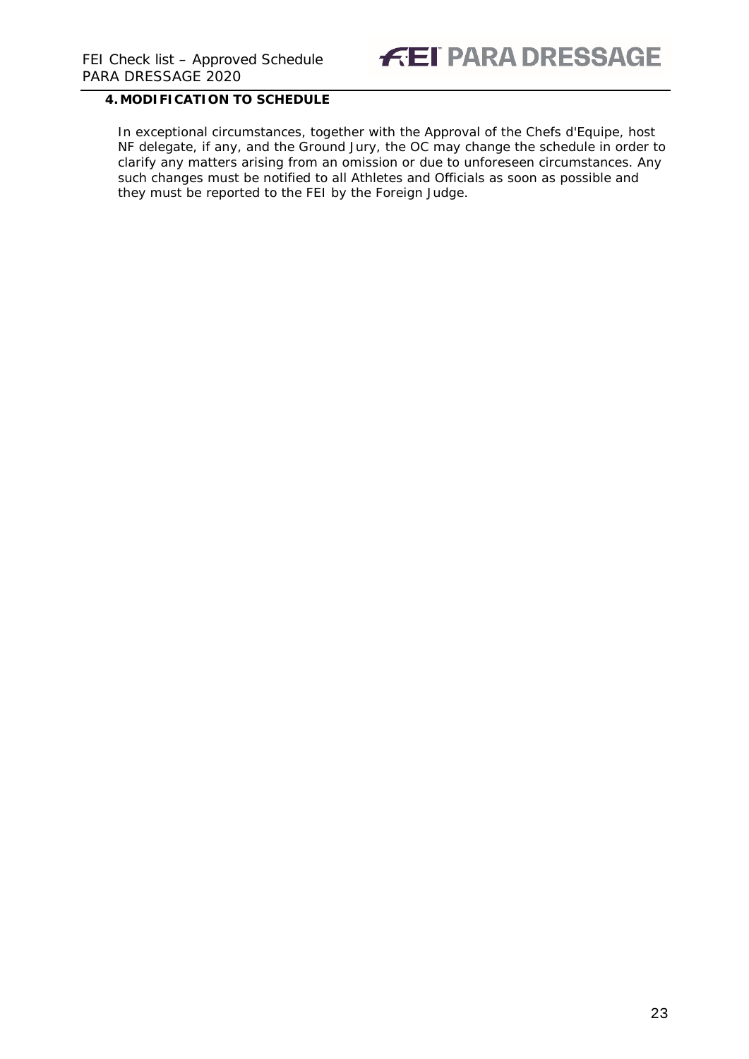## 4. MODIFICATION TO SCHEDULE

In exceptional circumstances, together with the Approval of the Chefs d'Equipe, host NF delegate, if any, and the Ground Jury, the OC may change the schedule in order to clarify any matters arising from an omission or due to unforeseen circumstances. Any such changes must be notified to all Athletes and Officials as soon as possible and they must be reported to the FEI by the Foreign Judge.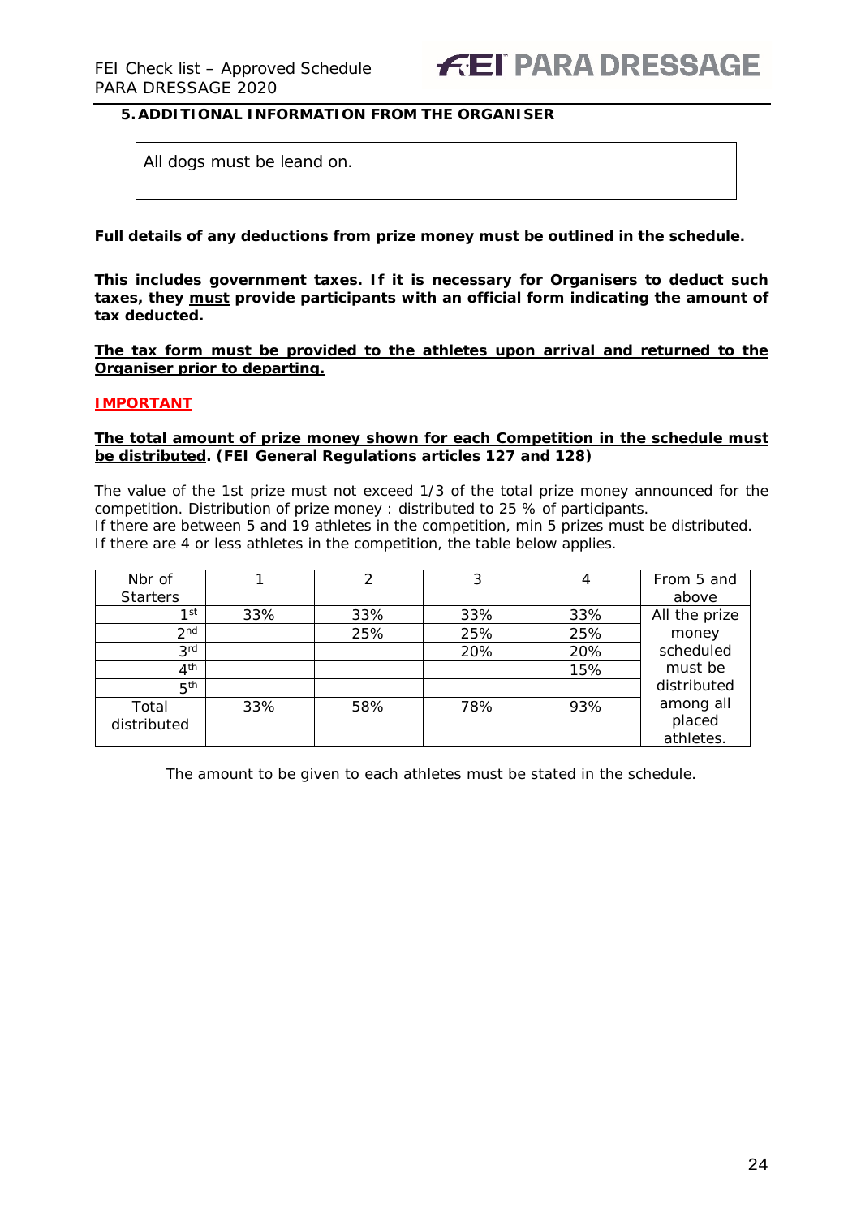## 5. ADDITIONAL INFORMATION FROM THE ORGANISER

All dogs must be leand on.

**Full details of any deductions from prize money must be outlined in the schedule.**

**This includes government taxes. If it is necessary for Organisers to deduct such taxes, they <u>must</u> provide participants with an official form indicating the amount of tax deducted.**

**<u>The tax form must be provided to the athletes upon arrival and returned to the Organiser prior to departing.</u>**

**<u>IMPORTANT</u>**

**<u>The total amount of prize money shown for each Competition in the schedule must be distributed</u>. (FEI General Regulations articles 127 and 128)**

The value of the 1st prize must not exceed 1/3 of the total prize money announced for the competition. Distribution of prize money : distributed to 25 % of participants.
If there are between 5 and 19 athletes in the competition, min 5 prizes must be distributed.
If there are 4 or less athletes in the competition, the table below applies.

| Nbr of Starters | 1 | 2 | 3 | 4 | From 5 and above |
|---|---|---|---|---|---|
| 1st | 33% | 33% | 33% | 33% | All the prize money scheduled must be distributed among all placed athletes. |
| 2nd | | 25% | 25% | 25% | |
| 3rd | | | 20% | 20% | |
| 4th | | | | 15% | |
| 5th | | | | | |
| Total distributed | 33% | 58% | 78% | 93% | |

The amount to be given to each athletes must be stated in the schedule.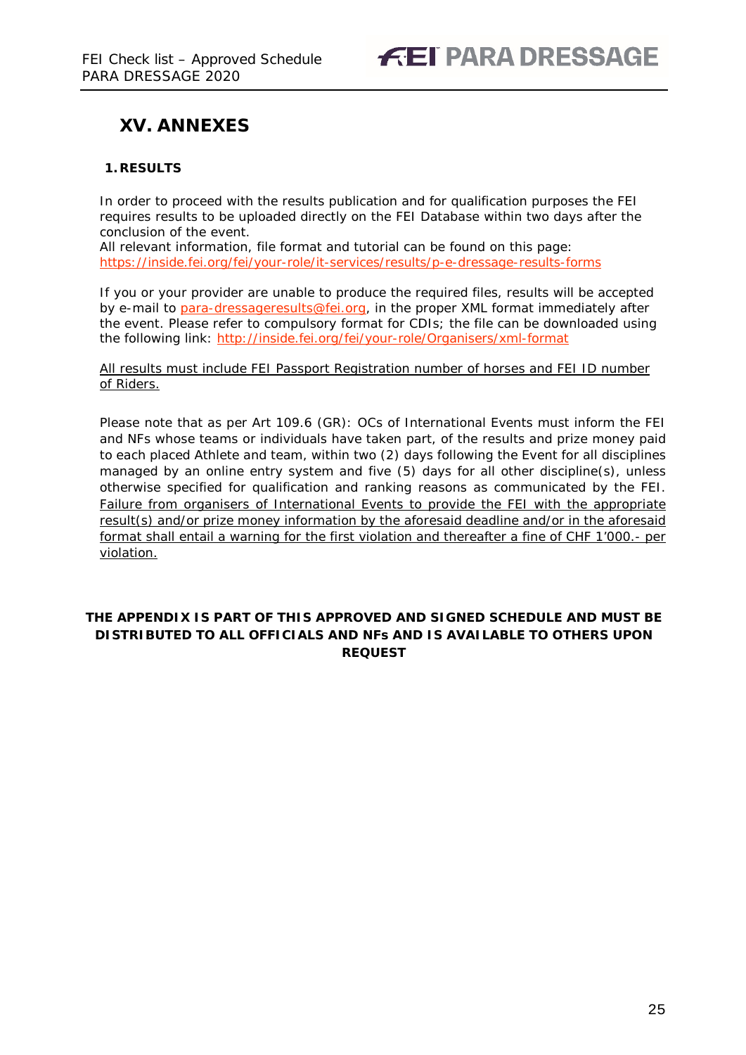# XV. ANNEXES

## 1. RESULTS

In order to proceed with the results publication and for qualification purposes the FEI requires results to be uploaded directly on the FEI Database within two days after the conclusion of the event.
All relevant information, file format and tutorial can be found on this page:
https://inside.fei.org/fei/your-role/it-services/results/p-e-dressage-results-forms

If you or your provider are unable to produce the required files, results will be accepted by e-mail to para-dressageresults@fei.org, in the proper XML format immediately after the event. Please refer to compulsory format for CDIs; the file can be downloaded using the following link: http://inside.fei.org/fei/your-role/Organisers/xml-format

All results must include FEI Passport Registration number of horses and FEI ID number of Riders.

Please note that as per Art 109.6 (GR): OCs of International Events must inform the FEI and NFs whose teams or individuals have taken part, of the results and prize money paid to each placed Athlete and team, within two (2) days following the Event for all disciplines managed by an online entry system and five (5) days for all other discipline(s), unless otherwise specified for qualification and ranking reasons as communicated by the FEI. Failure from organisers of International Events to provide the FEI with the appropriate result(s) and/or prize money information by the aforesaid deadline and/or in the aforesaid format shall entail a warning for the first violation and thereafter a fine of CHF 1'000.- per violation.

**THE APPENDIX IS PART OF THIS APPROVED AND SIGNED SCHEDULE AND MUST BE DISTRIBUTED TO ALL OFFICIALS AND NFs AND IS AVAILABLE TO OTHERS UPON REQUEST**